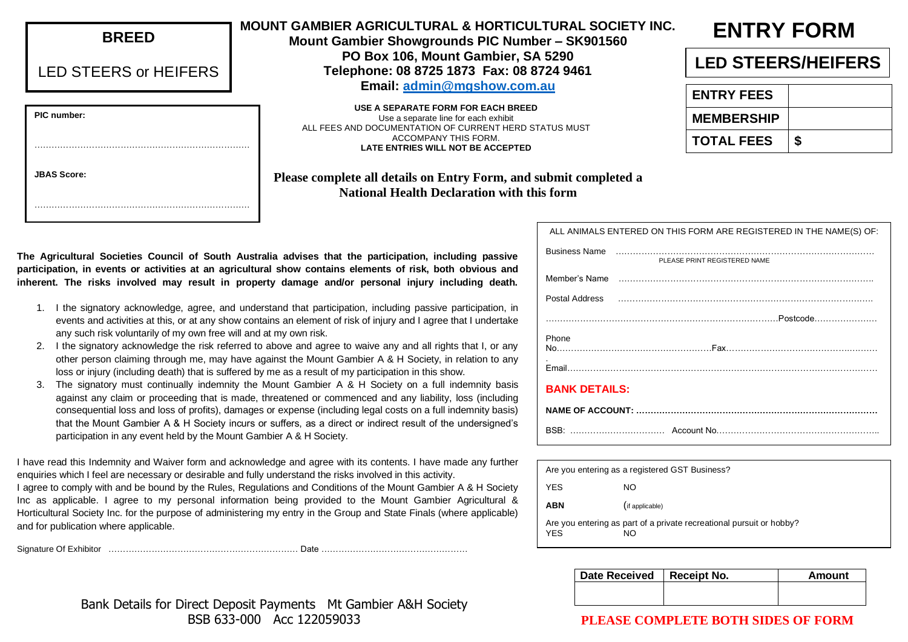**BREED**

LED STEERS or HEIFERS

**MOUNT GAMBIER AGRICULTURAL & HORTICULTURAL SOCIETY INC.**
**Mount Gambier Showgrounds PIC Number – SK901560**
**PO Box 106, Mount Gambier, SA 5290**
**Telephone: 08 8725 1873 Fax: 08 8724 9461**
**Email: admin@mgshow.com.au**

# ENTRY FORM

## LED STEERS/HEIFERS

| ENTRY FEES | |
|---|---|
| MEMBERSHIP | |
| TOTAL FEES | $ |

**PIC number:**

.........................................................................

**JBAS Score:**

.........................................................................

**USE A SEPARATE FORM FOR EACH BREED**
Use a separate line for each exhibit
ALL FEES AND DOCUMENTATION OF CURRENT HERD STATUS MUST ACCOMPANY THIS FORM.
**LATE ENTRIES WILL NOT BE ACCEPTED**

**Please complete all details on Entry Form, and submit completed a National Health Declaration with this form**

**The Agricultural Societies Council of South Australia advises that the participation, including passive participation, in events or activities at an agricultural show contains elements of risk, both obvious and inherent. The risks involved may result in property damage and/or personal injury including death.**

1. I the signatory acknowledge, agree, and understand that participation, including passive participation, in events and activities at this, or at any show contains an element of risk of injury and I agree that I undertake any such risk voluntarily of my own free will and at my own risk.
2. I the signatory acknowledge the risk referred to above and agree to waive any and all rights that I, or any other person claiming through me, may have against the Mount Gambier A & H Society, in relation to any loss or injury (including death) that is suffered by me as a result of my participation in this show.
3. The signatory must continually indemnity the Mount Gambier A & H Society on a full indemnity basis against any claim or proceeding that is made, threatened or commenced and any liability, loss (including consequential loss and loss of profits), damages or expense (including legal costs on a full indemnity basis) that the Mount Gambier A & H Society incurs or suffers, as a direct or indirect result of the undersigned's participation in any event held by the Mount Gambier A & H Society.

I have read this Indemnity and Waiver form and acknowledge and agree with its contents. I have made any further enquiries which I feel are necessary or desirable and fully understand the risks involved in this activity.
I agree to comply with and be bound by the Rules, Regulations and Conditions of the Mount Gambier A & H Society Inc as applicable. I agree to my personal information being provided to the Mount Gambier Agricultural & Horticultural Society Inc. for the purpose of administering my entry in the Group and State Finals (where applicable) and for publication where applicable.

Signature Of Exhibitor ................................................................ Date .................................................

ALL ANIMALS ENTERED ON THIS FORM ARE REGISTERED IN THE NAME(S) OF:

Business Name ..........................................................................................
PLEASE PRINT REGISTERED NAME

Member's Name ........................................................................................

Postal Address ..........................................................................................

..........................................................................................Postcode......................

Phone No....................................................Fax.....................................................

Email...........................................................................................................

**BANK DETAILS:**

**NAME OF ACCOUNT: ..................................................................................**

BSB: ................................ Account No.......................................................

Are you entering as a registered GST Business?

YES NO

**ABN** (if applicable)

Are you entering as part of a private recreational pursuit or hobby?
YES NO

| Date Received | Receipt No. | Amount |
|---|---|---|
| | | |

Bank Details for Direct Deposit Payments Mt Gambier A&H Society
BSB 633-000 Acc 122059033

**PLEASE COMPLETE BOTH SIDES OF FORM**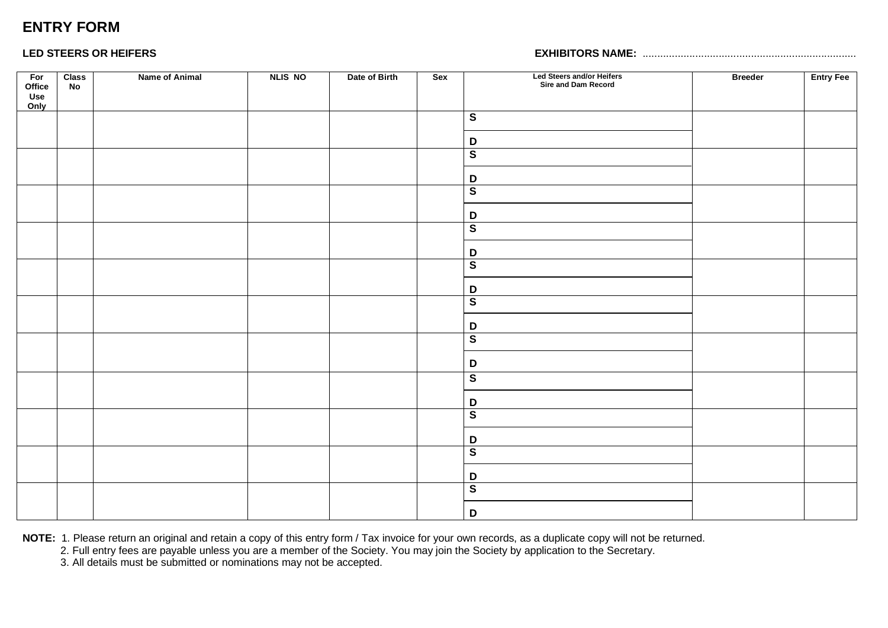# ENTRY FORM

**LED STEERS OR HEIFERS**

**EXHIBITORS NAME:** .........................................................................

| For Office Use Only | Class No | Name of Animal | NLIS NO | Date of Birth | Sex | Led Steers and/or Heifers Sire and Dam Record | Breeder | Entry Fee |
|---|---|---|---|---|---|---|---|---|
| | | | | | | **S** | | |
| | | | | | | **D** | | |
| | | | | | | **S** | | |
| | | | | | | **D** | | |
| | | | | | | **S** | | |
| | | | | | | **D** | | |
| | | | | | | **S** | | |
| | | | | | | **D** | | |
| | | | | | | **S** | | |
| | | | | | | **D** | | |
| | | | | | | **S** | | |
| | | | | | | **D** | | |
| | | | | | | **S** | | |
| | | | | | | **D** | | |
| | | | | | | **S** | | |
| | | | | | | **D** | | |
| | | | | | | **S** | | |
| | | | | | | **D** | | |
| | | | | | | **S** | | |
| | | | | | | **D** | | |
| | | | | | | **S** | | |
| | | | | | | **D** | | |

**NOTE:** 1. Please return an original and retain a copy of this entry form / Tax invoice for your own records, as a duplicate copy will not be returned.
2. Full entry fees are payable unless you are a member of the Society. You may join the Society by application to the Secretary.
3. All details must be submitted or nominations may not be accepted.